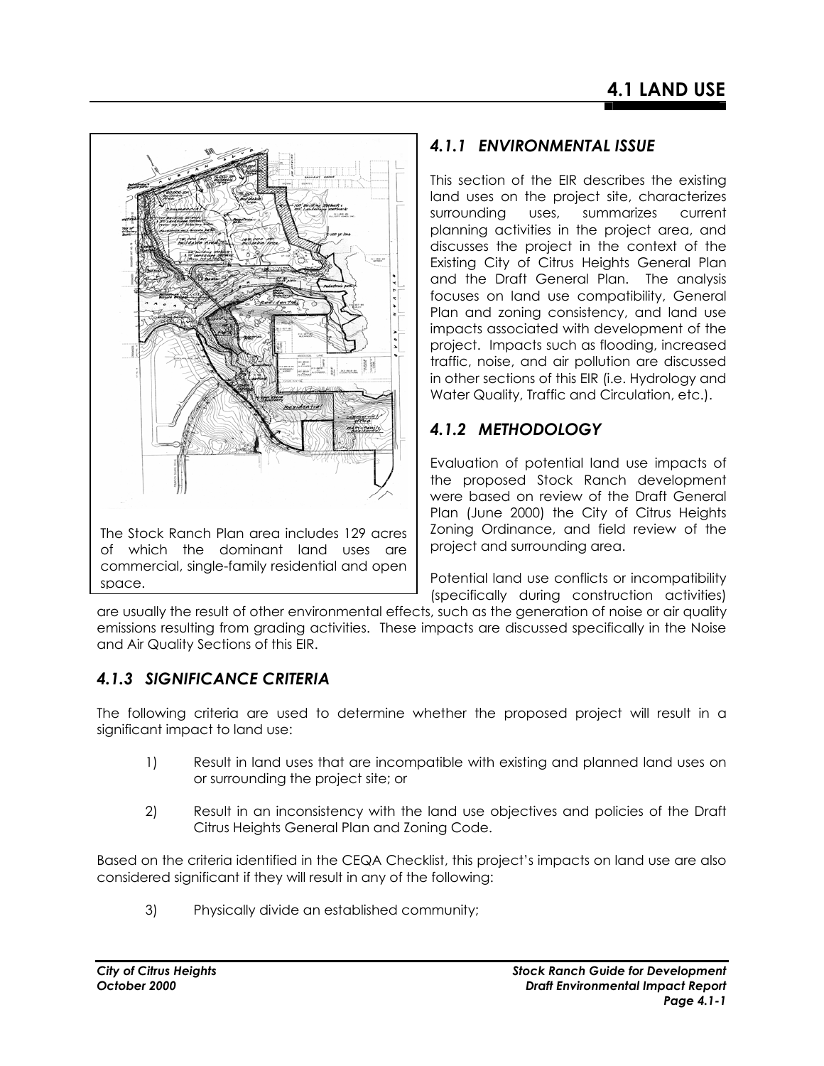# 4.1 LAND USE

The Stock Ranch Plan area includes 129 acres of which the dominant land uses are commercial, single-family residential and open space.

## *4.1.1 ENVIRONMENTAL ISSUE*

This section of the EIR describes the existing land uses on the project site, characterizes surrounding uses, summarizes current planning activities in the project area, and discusses the project in the context of the Existing City of Citrus Heights General Plan and the Draft General Plan. The analysis focuses on land use compatibility, General Plan and zoning consistency, and land use impacts associated with development of the project. Impacts such as flooding, increased traffic, noise, and air pollution are discussed in other sections of this EIR (i.e. Hydrology and Water Quality, Traffic and Circulation, etc.).

## *4.1.2 METHODOLOGY*

Evaluation of potential land use impacts of the proposed Stock Ranch development were based on review of the Draft General Plan (June 2000) the City of Citrus Heights Zoning Ordinance, and field review of the project and surrounding area.

Potential land use conflicts or incompatibility (specifically during construction activities) are usually the result of other environmental effects, such as the generation of noise or air quality emissions resulting from grading activities. These impacts are discussed specifically in the Noise and Air Quality Sections of this EIR.

## *4.1.3 SIGNIFICANCE CRITERIA*

The following criteria are used to determine whether the proposed project will result in a significant impact to land use:

1) Result in land uses that are incompatible with existing and planned land uses on or surrounding the project site; or

2) Result in an inconsistency with the land use objectives and policies of the Draft Citrus Heights General Plan and Zoning Code.

Based on the criteria identified in the CEQA Checklist, this project's impacts on land use are also considered significant if they will result in any of the following:

3) Physically divide an established community;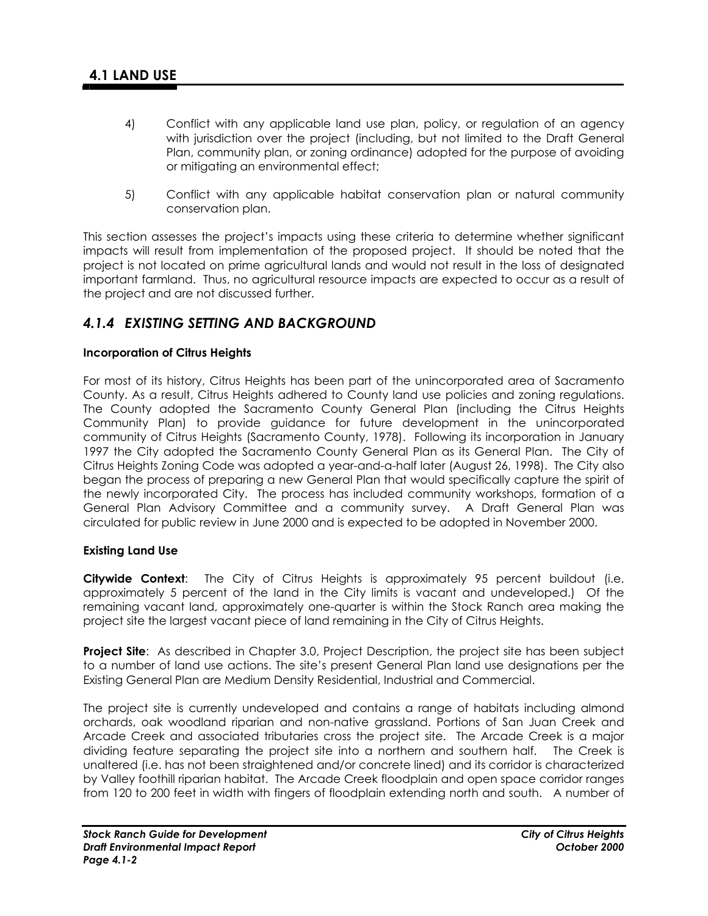4) Conflict with any applicable land use plan, policy, or regulation of an agency with jurisdiction over the project (including, but not limited to the Draft General Plan, community plan, or zoning ordinance) adopted for the purpose of avoiding or mitigating an environmental effect;

5) Conflict with any applicable habitat conservation plan or natural community conservation plan.

This section assesses the project's impacts using these criteria to determine whether significant impacts will result from implementation of the proposed project. It should be noted that the project is not located on prime agricultural lands and would not result in the loss of designated important farmland. Thus, no agricultural resource impacts are expected to occur as a result of the project and are not discussed further.

### *4.1.4 EXISTING SETTING AND BACKGROUND*

**Incorporation of Citrus Heights**

For most of its history, Citrus Heights has been part of the unincorporated area of Sacramento County. As a result, Citrus Heights adhered to County land use policies and zoning regulations. The County adopted the Sacramento County General Plan (including the Citrus Heights Community Plan) to provide guidance for future development in the unincorporated community of Citrus Heights (Sacramento County, 1978). Following its incorporation in January 1997 the City adopted the Sacramento County General Plan as its General Plan. The City of Citrus Heights Zoning Code was adopted a year-and-a-half later (August 26, 1998). The City also began the process of preparing a new General Plan that would specifically capture the spirit of the newly incorporated City. The process has included community workshops, formation of a General Plan Advisory Committee and a community survey. A Draft General Plan was circulated for public review in June 2000 and is expected to be adopted in November 2000.

**Existing Land Use**

**Citywide Context**: The City of Citrus Heights is approximately 95 percent buildout (i.e. approximately 5 percent of the land in the City limits is vacant and undeveloped.) Of the remaining vacant land, approximately one-quarter is within the Stock Ranch area making the project site the largest vacant piece of land remaining in the City of Citrus Heights.

**Project Site**: As described in Chapter 3.0, Project Description, the project site has been subject to a number of land use actions. The site's present General Plan land use designations per the Existing General Plan are Medium Density Residential, Industrial and Commercial.

The project site is currently undeveloped and contains a range of habitats including almond orchards, oak woodland riparian and non-native grassland. Portions of San Juan Creek and Arcade Creek and associated tributaries cross the project site. The Arcade Creek is a major dividing feature separating the project site into a northern and southern half. The Creek is unaltered (i.e. has not been straightened and/or concrete lined) and its corridor is characterized by Valley foothill riparian habitat. The Arcade Creek floodplain and open space corridor ranges from 120 to 200 feet in width with fingers of floodplain extending north and south. A number of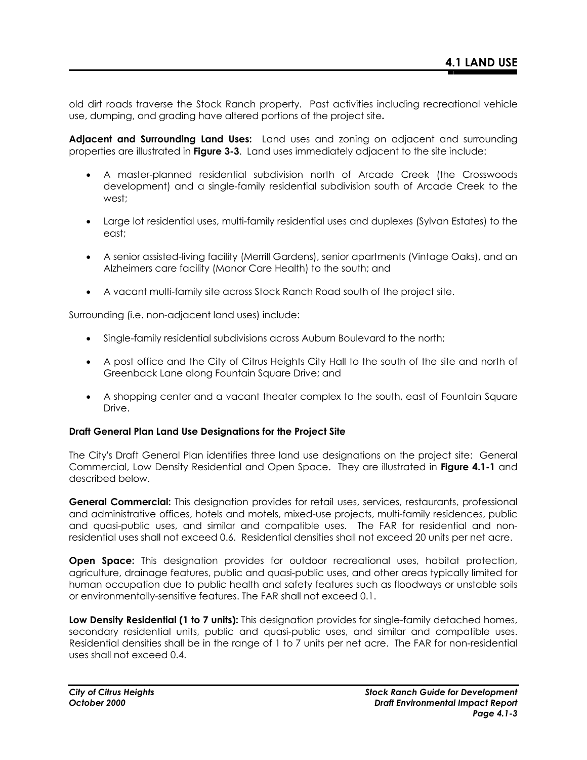old dirt roads traverse the Stock Ranch property. Past activities including recreational vehicle use, dumping, and grading have altered portions of the project site**.**

**Adjacent and Surrounding Land Uses:** Land uses and zoning on adjacent and surrounding properties are illustrated in **Figure 3-3**. Land uses immediately adjacent to the site include:

- A master-planned residential subdivision north of Arcade Creek (the Crosswoods development) and a single-family residential subdivision south of Arcade Creek to the west;
- Large lot residential uses, multi-family residential uses and duplexes (Sylvan Estates) to the east;
- A senior assisted-living facility (Merrill Gardens), senior apartments (Vintage Oaks), and an Alzheimers care facility (Manor Care Health) to the south; and
- A vacant multi-family site across Stock Ranch Road south of the project site.

Surrounding (i.e. non-adjacent land uses) include:

- Single-family residential subdivisions across Auburn Boulevard to the north;
- A post office and the City of Citrus Heights City Hall to the south of the site and north of Greenback Lane along Fountain Square Drive; and
- A shopping center and a vacant theater complex to the south, east of Fountain Square Drive.

**Draft General Plan Land Use Designations for the Project Site**

The City's Draft General Plan identifies three land use designations on the project site: General Commercial, Low Density Residential and Open Space. They are illustrated in **Figure 4.1-1** and described below.

**General Commercial:** This designation provides for retail uses, services, restaurants, professional and administrative offices, hotels and motels, mixed-use projects, multi-family residences, public and quasi-public uses, and similar and compatible uses. The FAR for residential and non-residential uses shall not exceed 0.6. Residential densities shall not exceed 20 units per net acre.

**Open Space:** This designation provides for outdoor recreational uses, habitat protection, agriculture, drainage features, public and quasi-public uses, and other areas typically limited for human occupation due to public health and safety features such as floodways or unstable soils or environmentally-sensitive features. The FAR shall not exceed 0.1.

**Low Density Residential (1 to 7 units):** This designation provides for single-family detached homes, secondary residential units, public and quasi-public uses, and similar and compatible uses. Residential densities shall be in the range of 1 to 7 units per net acre. The FAR for non-residential uses shall not exceed 0.4.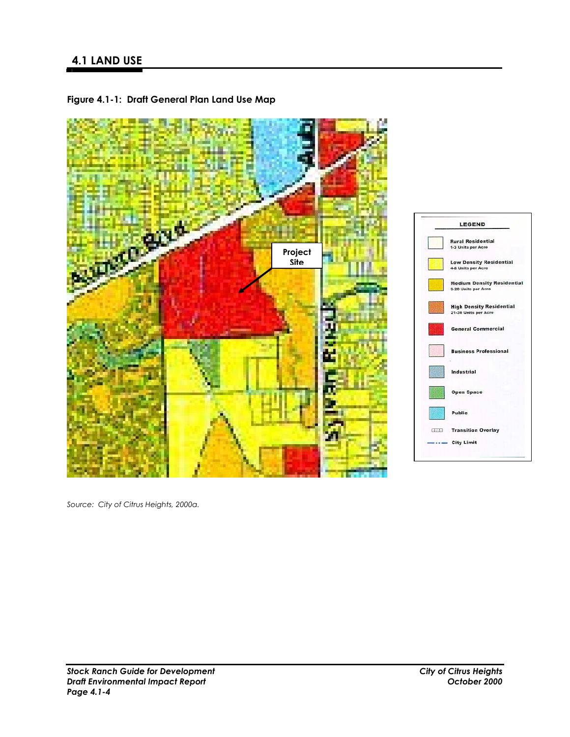## 4.1 LAND USE

**Figure 4.1-1: Draft General Plan Land Use Map**

Source: City of Citrus Heights, 2000a.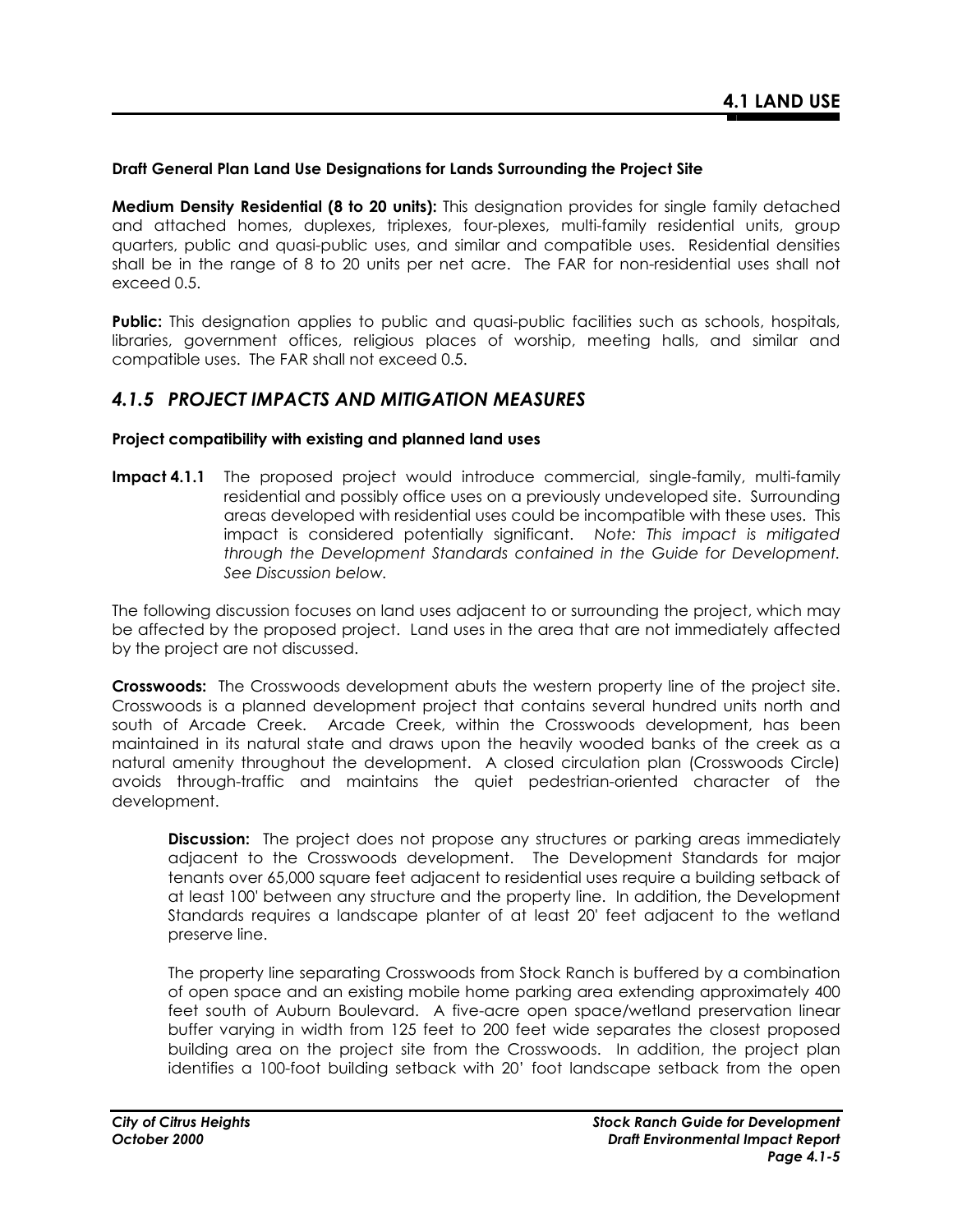**Draft General Plan Land Use Designations for Lands Surrounding the Project Site**

**Medium Density Residential (8 to 20 units):** This designation provides for single family detached and attached homes, duplexes, triplexes, four-plexes, multi-family residential units, group quarters, public and quasi-public uses, and similar and compatible uses. Residential densities shall be in the range of 8 to 20 units per net acre. The FAR for non-residential uses shall not exceed 0.5.

**Public:** This designation applies to public and quasi-public facilities such as schools, hospitals, libraries, government offices, religious places of worship, meeting halls, and similar and compatible uses. The FAR shall not exceed 0.5.

## *4.1.5 PROJECT IMPACTS AND MITIGATION MEASURES*

**Project compatibility with existing and planned land uses**

**Impact 4.1.1** The proposed project would introduce commercial, single-family, multi-family residential and possibly office uses on a previously undeveloped site. Surrounding areas developed with residential uses could be incompatible with these uses. This impact is considered potentially significant. *Note: This impact is mitigated through the Development Standards contained in the Guide for Development. See Discussion below.*

The following discussion focuses on land uses adjacent to or surrounding the project, which may be affected by the proposed project. Land uses in the area that are not immediately affected by the project are not discussed.

**Crosswoods:** The Crosswoods development abuts the western property line of the project site. Crosswoods is a planned development project that contains several hundred units north and south of Arcade Creek. Arcade Creek, within the Crosswoods development, has been maintained in its natural state and draws upon the heavily wooded banks of the creek as a natural amenity throughout the development. A closed circulation plan (Crosswoods Circle) avoids through-traffic and maintains the quiet pedestrian-oriented character of the development.

> **Discussion:** The project does not propose any structures or parking areas immediately adjacent to the Crosswoods development. The Development Standards for major tenants over 65,000 square feet adjacent to residential uses require a building setback of at least 100' between any structure and the property line. In addition, the Development Standards requires a landscape planter of at least 20' feet adjacent to the wetland preserve line.
>
> The property line separating Crosswoods from Stock Ranch is buffered by a combination of open space and an existing mobile home parking area extending approximately 400 feet south of Auburn Boulevard. A five-acre open space/wetland preservation linear buffer varying in width from 125 feet to 200 feet wide separates the closest proposed building area on the project site from the Crosswoods. In addition, the project plan identifies a 100-foot building setback with 20' foot landscape setback from the open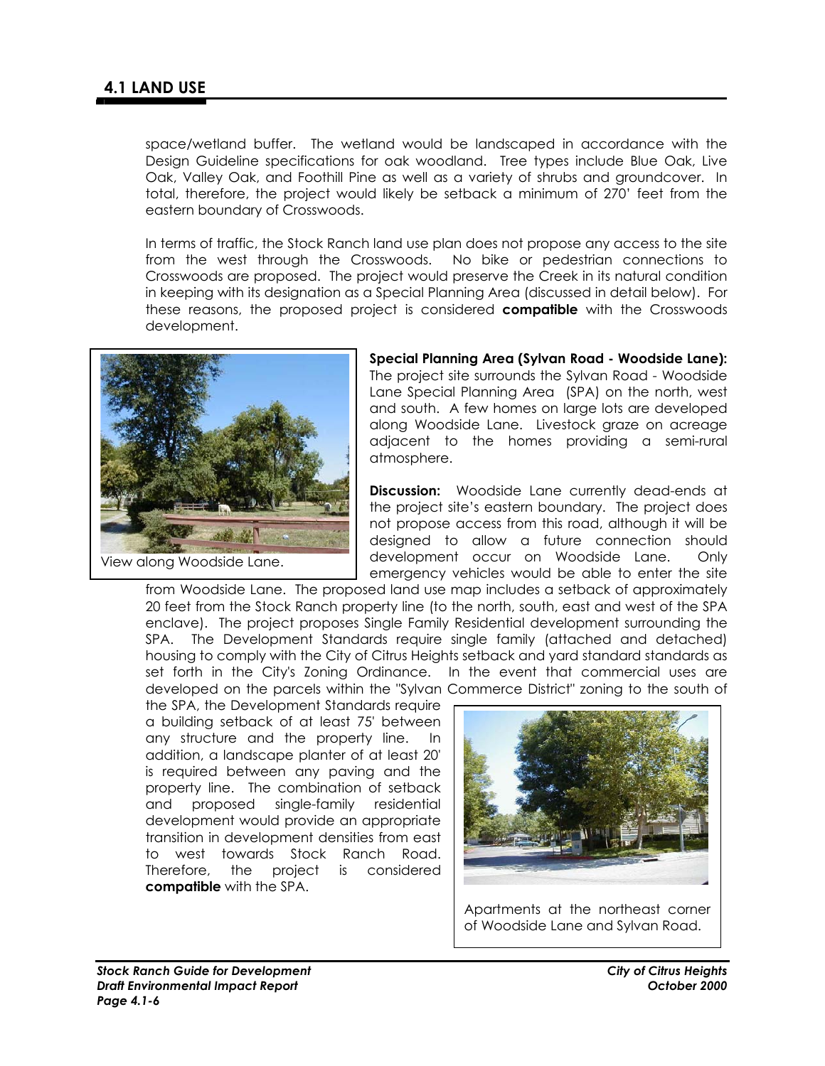## 4.1 LAND USE

space/wetland buffer. The wetland would be landscaped in accordance with the Design Guideline specifications for oak woodland. Tree types include Blue Oak, Live Oak, Valley Oak, and Foothill Pine as well as a variety of shrubs and groundcover. In total, therefore, the project would likely be setback a minimum of 270' feet from the eastern boundary of Crosswoods.

In terms of traffic, the Stock Ranch land use plan does not propose any access to the site from the west through the Crosswoods. No bike or pedestrian connections to Crosswoods are proposed. The project would preserve the Creek in its natural condition in keeping with its designation as a Special Planning Area (discussed in detail below). For these reasons, the proposed project is considered **compatible** with the Crosswoods development.

View along Woodside Lane.

**Special Planning Area (Sylvan Road - Woodside Lane):** The project site surrounds the Sylvan Road - Woodside Lane Special Planning Area (SPA) on the north, west and south. A few homes on large lots are developed along Woodside Lane. Livestock graze on acreage adjacent to the homes providing a semi-rural atmosphere.

**Discussion:** Woodside Lane currently dead-ends at the project site's eastern boundary. The project does not propose access from this road, although it will be designed to allow a future connection should development occur on Woodside Lane. Only emergency vehicles would be able to enter the site from Woodside Lane. The proposed land use map includes a setback of approximately 20 feet from the Stock Ranch property line (to the north, south, east and west of the SPA enclave). The project proposes Single Family Residential development surrounding the SPA. The Development Standards require single family (attached and detached) housing to comply with the City of Citrus Heights setback and yard standard standards as set forth in the City's Zoning Ordinance. In the event that commercial uses are developed on the parcels within the "Sylvan Commerce District" zoning to the south of the SPA, the Development Standards require a building setback of at least 75' between any structure and the property line. In addition, a landscape planter of at least 20' is required between any paving and the property line. The combination of setback and proposed single-family residential development would provide an appropriate transition in development densities from east to west towards Stock Ranch Road. Therefore, the project is considered **compatible** with the SPA.

Apartments at the northeast corner of Woodside Lane and Sylvan Road.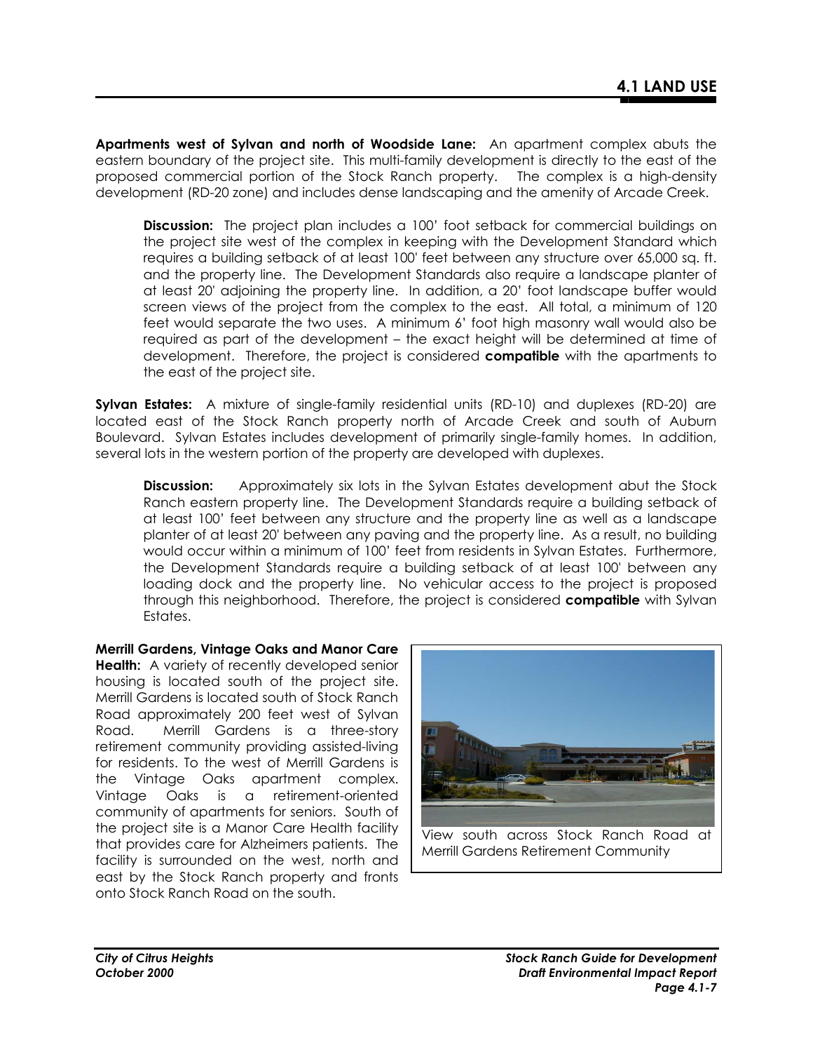## 4.1 LAND USE

**Apartments west of Sylvan and north of Woodside Lane:** An apartment complex abuts the eastern boundary of the project site. This multi-family development is directly to the east of the proposed commercial portion of the Stock Ranch property. The complex is a high-density development (RD-20 zone) and includes dense landscaping and the amenity of Arcade Creek.

> **Discussion:** The project plan includes a 100' foot setback for commercial buildings on the project site west of the complex in keeping with the Development Standard which requires a building setback of at least 100' feet between any structure over 65,000 sq. ft. and the property line. The Development Standards also require a landscape planter of at least 20' adjoining the property line. In addition, a 20' foot landscape buffer would screen views of the project from the complex to the east. All total, a minimum of 120 feet would separate the two uses. A minimum 6' foot high masonry wall would also be required as part of the development – the exact height will be determined at time of development. Therefore, the project is considered **compatible** with the apartments to the east of the project site.

**Sylvan Estates:** A mixture of single-family residential units (RD-10) and duplexes (RD-20) are located east of the Stock Ranch property north of Arcade Creek and south of Auburn Boulevard. Sylvan Estates includes development of primarily single-family homes. In addition, several lots in the western portion of the property are developed with duplexes.

> **Discussion:** Approximately six lots in the Sylvan Estates development abut the Stock Ranch eastern property line. The Development Standards require a building setback of at least 100' feet between any structure and the property line as well as a landscape planter of at least 20' between any paving and the property line. As a result, no building would occur within a minimum of 100' feet from residents in Sylvan Estates. Furthermore, the Development Standards require a building setback of at least 100' between any loading dock and the property line. No vehicular access to the project is proposed through this neighborhood. Therefore, the project is considered **compatible** with Sylvan Estates.

**Merrill Gardens, Vintage Oaks and Manor Care Health:** A variety of recently developed senior housing is located south of the project site. Merrill Gardens is located south of Stock Ranch Road approximately 200 feet west of Sylvan Road. Merrill Gardens is a three-story retirement community providing assisted-living for residents. To the west of Merrill Gardens is the Vintage Oaks apartment complex. Vintage Oaks is a retirement-oriented community of apartments for seniors. South of the project site is a Manor Care Health facility that provides care for Alzheimers patients. The facility is surrounded on the west, north and east by the Stock Ranch property and fronts onto Stock Ranch Road on the south.

View south across Stock Ranch Road at Merrill Gardens Retirement Community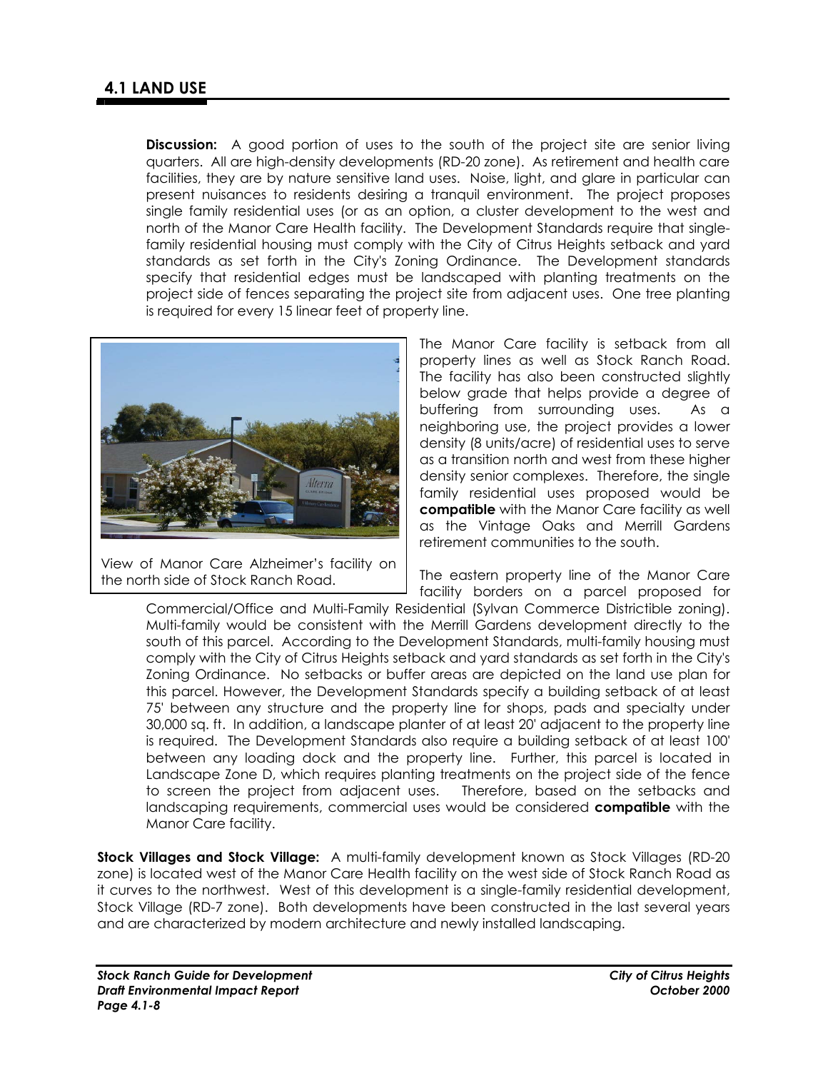## 4.1 LAND USE

**Discussion:** A good portion of uses to the south of the project site are senior living quarters. All are high-density developments (RD-20 zone). As retirement and health care facilities, they are by nature sensitive land uses. Noise, light, and glare in particular can present nuisances to residents desiring a tranquil environment. The project proposes single family residential uses (or as an option, a cluster development to the west and north of the Manor Care Health facility. The Development Standards require that single-family residential housing must comply with the City of Citrus Heights setback and yard standards as set forth in the City's Zoning Ordinance. The Development standards specify that residential edges must be landscaped with planting treatments on the project side of fences separating the project site from adjacent uses. One tree planting is required for every 15 linear feet of property line.

View of Manor Care Alzheimer's facility on the north side of Stock Ranch Road.

The Manor Care facility is setback from all property lines as well as Stock Ranch Road. The facility has also been constructed slightly below grade that helps provide a degree of buffering from surrounding uses. As a neighboring use, the project provides a lower density (8 units/acre) of residential uses to serve as a transition north and west from these higher density senior complexes. Therefore, the single family residential uses proposed would be **compatible** with the Manor Care facility as well as the Vintage Oaks and Merrill Gardens retirement communities to the south.

The eastern property line of the Manor Care facility borders on a parcel proposed for Commercial/Office and Multi-Family Residential (Sylvan Commerce Districtible zoning). Multi-family would be consistent with the Merrill Gardens development directly to the south of this parcel. According to the Development Standards, multi-family housing must comply with the City of Citrus Heights setback and yard standards as set forth in the City's Zoning Ordinance. No setbacks or buffer areas are depicted on the land use plan for this parcel. However, the Development Standards specify a building setback of at least 75' between any structure and the property line for shops, pads and specialty under 30,000 sq. ft. In addition, a landscape planter of at least 20' adjacent to the property line is required. The Development Standards also require a building setback of at least 100' between any loading dock and the property line. Further, this parcel is located in Landscape Zone D, which requires planting treatments on the project side of the fence to screen the project from adjacent uses. Therefore, based on the setbacks and landscaping requirements, commercial uses would be considered **compatible** with the Manor Care facility.

**Stock Villages and Stock Village:** A multi-family development known as Stock Villages (RD-20 zone) is located west of the Manor Care Health facility on the west side of Stock Ranch Road as it curves to the northwest. West of this development is a single-family residential development, Stock Village (RD-7 zone). Both developments have been constructed in the last several years and are characterized by modern architecture and newly installed landscaping.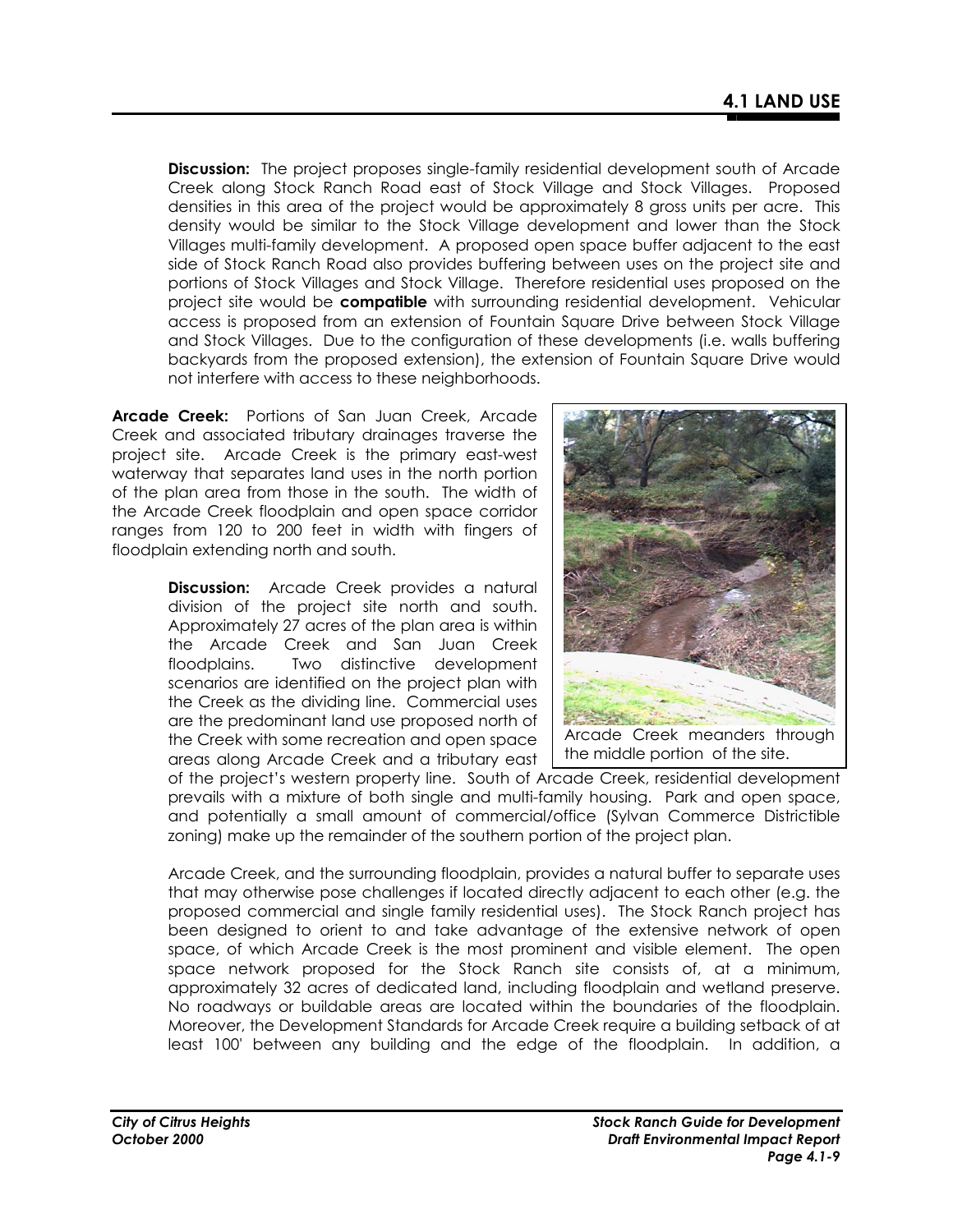**Discussion:** The project proposes single-family residential development south of Arcade Creek along Stock Ranch Road east of Stock Village and Stock Villages. Proposed densities in this area of the project would be approximately 8 gross units per acre. This density would be similar to the Stock Village development and lower than the Stock Villages multi-family development. A proposed open space buffer adjacent to the east side of Stock Ranch Road also provides buffering between uses on the project site and portions of Stock Villages and Stock Village. Therefore residential uses proposed on the project site would be **compatible** with surrounding residential development. Vehicular access is proposed from an extension of Fountain Square Drive between Stock Village and Stock Villages. Due to the configuration of these developments (i.e. walls buffering backyards from the proposed extension), the extension of Fountain Square Drive would not interfere with access to these neighborhoods.

**Arcade Creek:** Portions of San Juan Creek, Arcade Creek and associated tributary drainages traverse the project site. Arcade Creek is the primary east-west waterway that separates land uses in the north portion of the plan area from those in the south. The width of the Arcade Creek floodplain and open space corridor ranges from 120 to 200 feet in width with fingers of floodplain extending north and south.

**Discussion:** Arcade Creek provides a natural division of the project site north and south. Approximately 27 acres of the plan area is within the Arcade Creek and San Juan Creek floodplains. Two distinctive development scenarios are identified on the project plan with the Creek as the dividing line. Commercial uses are the predominant land use proposed north of the Creek with some recreation and open space areas along Arcade Creek and a tributary east of the project's western property line. South of Arcade Creek, residential development prevails with a mixture of both single and multi-family housing. Park and open space, and potentially a small amount of commercial/office (Sylvan Commerce Districtible zoning) make up the remainder of the southern portion of the project plan.

Arcade Creek meanders through the middle portion of the site.

Arcade Creek, and the surrounding floodplain, provides a natural buffer to separate uses that may otherwise pose challenges if located directly adjacent to each other (e.g. the proposed commercial and single family residential uses). The Stock Ranch project has been designed to orient to and take advantage of the extensive network of open space, of which Arcade Creek is the most prominent and visible element. The open space network proposed for the Stock Ranch site consists of, at a minimum, approximately 32 acres of dedicated land, including floodplain and wetland preserve. No roadways or buildable areas are located within the boundaries of the floodplain. Moreover, the Development Standards for Arcade Creek require a building setback of at least 100' between any building and the edge of the floodplain. In addition, a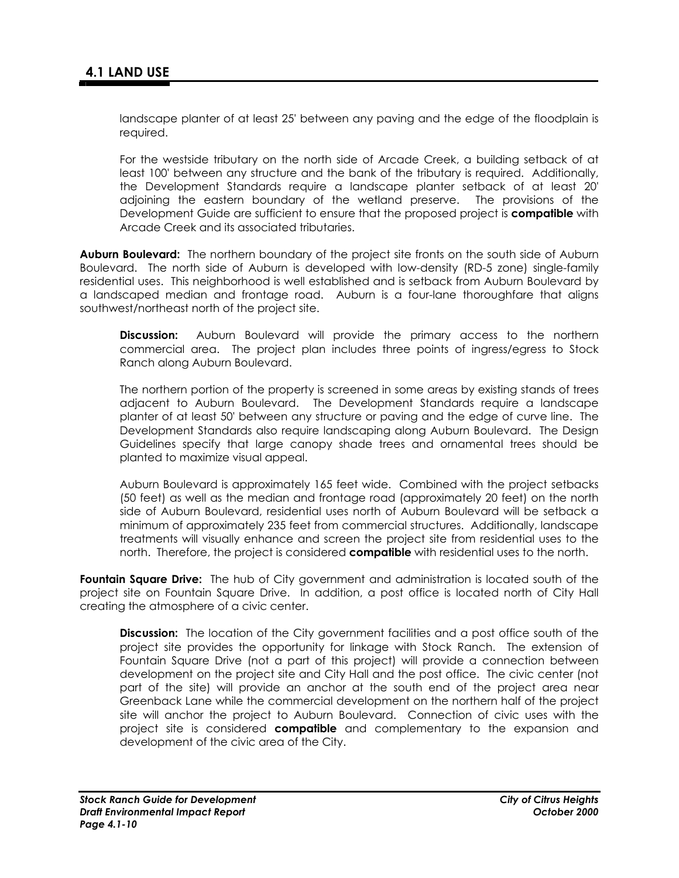landscape planter of at least 25' between any paving and the edge of the floodplain is required.

For the westside tributary on the north side of Arcade Creek, a building setback of at least 100' between any structure and the bank of the tributary is required. Additionally, the Development Standards require a landscape planter setback of at least 20' adjoining the eastern boundary of the wetland preserve. The provisions of the Development Guide are sufficient to ensure that the proposed project is **compatible** with Arcade Creek and its associated tributaries.

**Auburn Boulevard:** The northern boundary of the project site fronts on the south side of Auburn Boulevard. The north side of Auburn is developed with low-density (RD-5 zone) single-family residential uses. This neighborhood is well established and is setback from Auburn Boulevard by a landscaped median and frontage road. Auburn is a four-lane thoroughfare that aligns southwest/northeast north of the project site.

**Discussion:** Auburn Boulevard will provide the primary access to the northern commercial area. The project plan includes three points of ingress/egress to Stock Ranch along Auburn Boulevard.

The northern portion of the property is screened in some areas by existing stands of trees adjacent to Auburn Boulevard. The Development Standards require a landscape planter of at least 50' between any structure or paving and the edge of curve line. The Development Standards also require landscaping along Auburn Boulevard. The Design Guidelines specify that large canopy shade trees and ornamental trees should be planted to maximize visual appeal.

Auburn Boulevard is approximately 165 feet wide. Combined with the project setbacks (50 feet) as well as the median and frontage road (approximately 20 feet) on the north side of Auburn Boulevard, residential uses north of Auburn Boulevard will be setback a minimum of approximately 235 feet from commercial structures. Additionally, landscape treatments will visually enhance and screen the project site from residential uses to the north. Therefore, the project is considered **compatible** with residential uses to the north.

**Fountain Square Drive:** The hub of City government and administration is located south of the project site on Fountain Square Drive. In addition, a post office is located north of City Hall creating the atmosphere of a civic center.

**Discussion:** The location of the City government facilities and a post office south of the project site provides the opportunity for linkage with Stock Ranch. The extension of Fountain Square Drive (not a part of this project) will provide a connection between development on the project site and City Hall and the post office. The civic center (not part of the site) will provide an anchor at the south end of the project area near Greenback Lane while the commercial development on the northern half of the project site will anchor the project to Auburn Boulevard. Connection of civic uses with the project site is considered **compatible** and complementary to the expansion and development of the civic area of the City.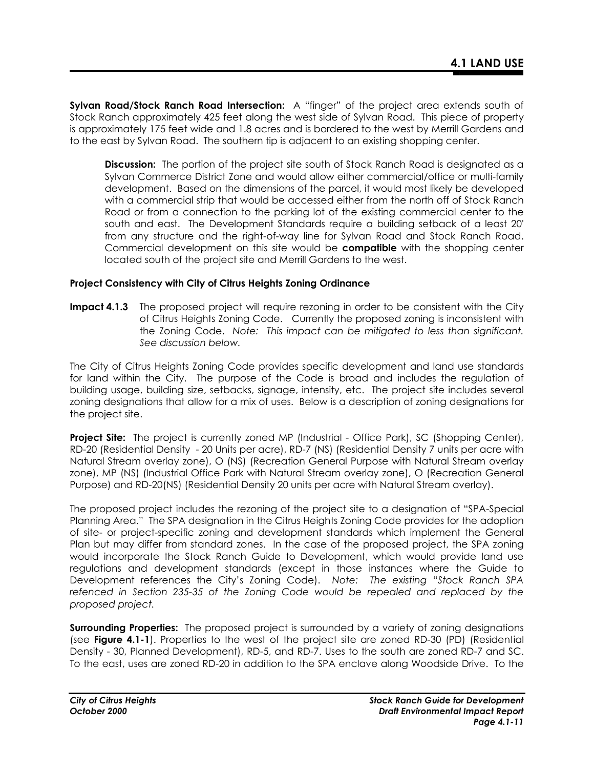**Sylvan Road/Stock Ranch Road Intersection:** A "finger" of the project area extends south of Stock Ranch approximately 425 feet along the west side of Sylvan Road. This piece of property is approximately 175 feet wide and 1.8 acres and is bordered to the west by Merrill Gardens and to the east by Sylvan Road. The southern tip is adjacent to an existing shopping center.

> **Discussion:** The portion of the project site south of Stock Ranch Road is designated as a Sylvan Commerce District Zone and would allow either commercial/office or multi-family development. Based on the dimensions of the parcel, it would most likely be developed with a commercial strip that would be accessed either from the north off of Stock Ranch Road or from a connection to the parking lot of the existing commercial center to the south and east. The Development Standards require a building setback of a least 20' from any structure and the right-of-way line for Sylvan Road and Stock Ranch Road. Commercial development on this site would be **compatible** with the shopping center located south of the project site and Merrill Gardens to the west.

**Project Consistency with City of Citrus Heights Zoning Ordinance**

**Impact 4.1.3** The proposed project will require rezoning in order to be consistent with the City of Citrus Heights Zoning Code. Currently the proposed zoning is inconsistent with the Zoning Code. *Note: This impact can be mitigated to less than significant. See discussion below.*

The City of Citrus Heights Zoning Code provides specific development and land use standards for land within the City. The purpose of the Code is broad and includes the regulation of building usage, building size, setbacks, signage, intensity, etc. The project site includes several zoning designations that allow for a mix of uses. Below is a description of zoning designations for the project site.

**Project Site:** The project is currently zoned MP (Industrial - Office Park), SC (Shopping Center), RD-20 (Residential Density - 20 Units per acre), RD-7 (NS) (Residential Density 7 units per acre with Natural Stream overlay zone), O (NS) (Recreation General Purpose with Natural Stream overlay zone), MP (NS) (Industrial Office Park with Natural Stream overlay zone), O (Recreation General Purpose) and RD-20(NS) (Residential Density 20 units per acre with Natural Stream overlay).

The proposed project includes the rezoning of the project site to a designation of "SPA-Special Planning Area." The SPA designation in the Citrus Heights Zoning Code provides for the adoption of site- or project-specific zoning and development standards which implement the General Plan but may differ from standard zones. In the case of the proposed project, the SPA zoning would incorporate the Stock Ranch Guide to Development, which would provide land use regulations and development standards (except in those instances where the Guide to Development references the City's Zoning Code). *Note: The existing "Stock Ranch SPA refenced in Section 235-35 of the Zoning Code would be repealed and replaced by the proposed project.*

**Surrounding Properties:** The proposed project is surrounded by a variety of zoning designations (see **Figure 4.1-1**). Properties to the west of the project site are zoned RD-30 (PD) (Residential Density - 30, Planned Development), RD-5, and RD-7. Uses to the south are zoned RD-7 and SC. To the east, uses are zoned RD-20 in addition to the SPA enclave along Woodside Drive. To the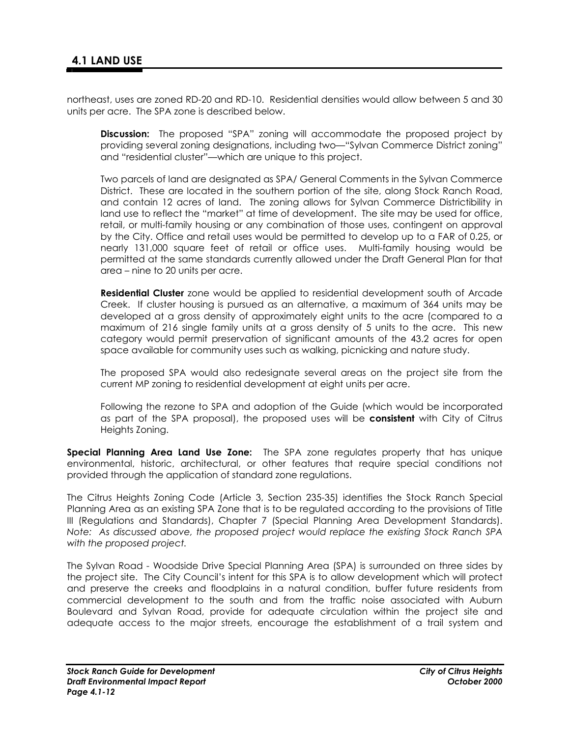northeast, uses are zoned RD-20 and RD-10. Residential densities would allow between 5 and 30 units per acre. The SPA zone is described below.

**Discussion:** The proposed "SPA" zoning will accommodate the proposed project by providing several zoning designations, including two—"Sylvan Commerce District zoning" and "residential cluster"—which are unique to this project.

Two parcels of land are designated as SPA/ General Comments in the Sylvan Commerce District. These are located in the southern portion of the site, along Stock Ranch Road, and contain 12 acres of land. The zoning allows for Sylvan Commerce Districtibility in land use to reflect the "market" at time of development. The site may be used for office, retail, or multi-family housing or any combination of those uses, contingent on approval by the City. Office and retail uses would be permitted to develop up to a FAR of 0.25, or nearly 131,000 square feet of retail or office uses. Multi-family housing would be permitted at the same standards currently allowed under the Draft General Plan for that area – nine to 20 units per acre.

**Residential Cluster** zone would be applied to residential development south of Arcade Creek. If cluster housing is pursued as an alternative, a maximum of 364 units may be developed at a gross density of approximately eight units to the acre (compared to a maximum of 216 single family units at a gross density of 5 units to the acre. This new category would permit preservation of significant amounts of the 43.2 acres for open space available for community uses such as walking, picnicking and nature study.

The proposed SPA would also redesignate several areas on the project site from the current MP zoning to residential development at eight units per acre.

Following the rezone to SPA and adoption of the Guide (which would be incorporated as part of the SPA proposal), the proposed uses will be **consistent** with City of Citrus Heights Zoning.

**Special Planning Area Land Use Zone:** The SPA zone regulates property that has unique environmental, historic, architectural, or other features that require special conditions not provided through the application of standard zone regulations.

The Citrus Heights Zoning Code (Article 3, Section 235-35) identifies the Stock Ranch Special Planning Area as an existing SPA Zone that is to be regulated according to the provisions of Title III (Regulations and Standards), Chapter 7 (Special Planning Area Development Standards). *Note: As discussed above, the proposed project would replace the existing Stock Ranch SPA with the proposed project.*

The Sylvan Road - Woodside Drive Special Planning Area (SPA) is surrounded on three sides by the project site. The City Council's intent for this SPA is to allow development which will protect and preserve the creeks and floodplains in a natural condition, buffer future residents from commercial development to the south and from the traffic noise associated with Auburn Boulevard and Sylvan Road, provide for adequate circulation within the project site and adequate access to the major streets, encourage the establishment of a trail system and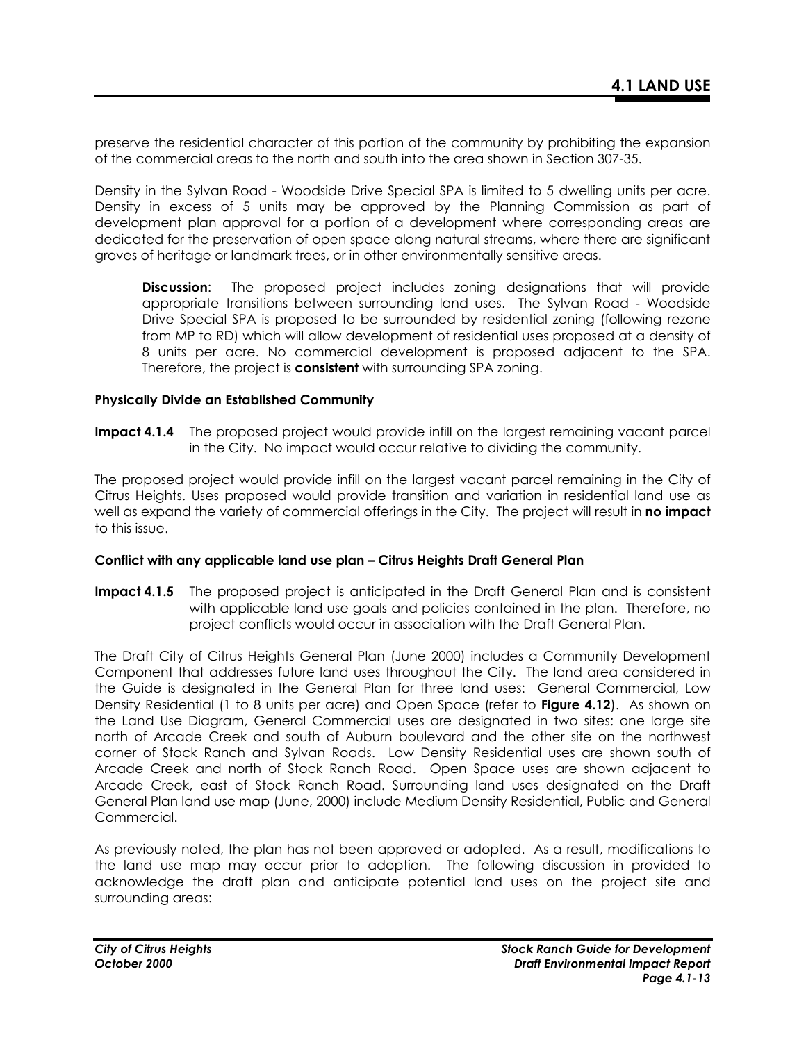preserve the residential character of this portion of the community by prohibiting the expansion of the commercial areas to the north and south into the area shown in Section 307-35.

Density in the Sylvan Road - Woodside Drive Special SPA is limited to 5 dwelling units per acre. Density in excess of 5 units may be approved by the Planning Commission as part of development plan approval for a portion of a development where corresponding areas are dedicated for the preservation of open space along natural streams, where there are significant groves of heritage or landmark trees, or in other environmentally sensitive areas.

> **Discussion**: The proposed project includes zoning designations that will provide appropriate transitions between surrounding land uses. The Sylvan Road - Woodside Drive Special SPA is proposed to be surrounded by residential zoning (following rezone from MP to RD) which will allow development of residential uses proposed at a density of 8 units per acre. No commercial development is proposed adjacent to the SPA. Therefore, the project is **consistent** with surrounding SPA zoning.

**Physically Divide an Established Community**

**Impact 4.1.4** The proposed project would provide infill on the largest remaining vacant parcel in the City. No impact would occur relative to dividing the community.

The proposed project would provide infill on the largest vacant parcel remaining in the City of Citrus Heights. Uses proposed would provide transition and variation in residential land use as well as expand the variety of commercial offerings in the City. The project will result in **no impact** to this issue.

**Conflict with any applicable land use plan – Citrus Heights Draft General Plan**

**Impact 4.1.5** The proposed project is anticipated in the Draft General Plan and is consistent with applicable land use goals and policies contained in the plan. Therefore, no project conflicts would occur in association with the Draft General Plan.

The Draft City of Citrus Heights General Plan (June 2000) includes a Community Development Component that addresses future land uses throughout the City. The land area considered in the Guide is designated in the General Plan for three land uses: General Commercial, Low Density Residential (1 to 8 units per acre) and Open Space (refer to **Figure 4.12**). As shown on the Land Use Diagram, General Commercial uses are designated in two sites: one large site north of Arcade Creek and south of Auburn boulevard and the other site on the northwest corner of Stock Ranch and Sylvan Roads. Low Density Residential uses are shown south of Arcade Creek and north of Stock Ranch Road. Open Space uses are shown adjacent to Arcade Creek, east of Stock Ranch Road. Surrounding land uses designated on the Draft General Plan land use map (June, 2000) include Medium Density Residential, Public and General Commercial.

As previously noted, the plan has not been approved or adopted. As a result, modifications to the land use map may occur prior to adoption. The following discussion in provided to acknowledge the draft plan and anticipate potential land uses on the project site and surrounding areas: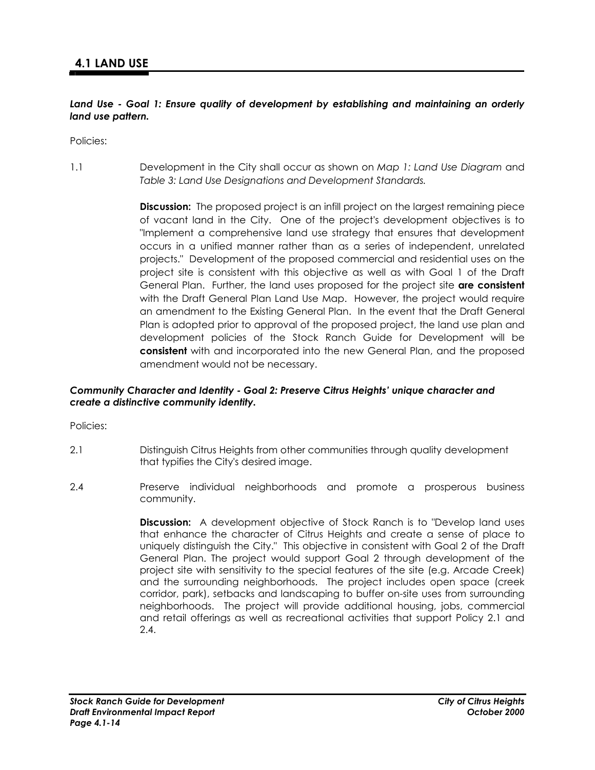## 4.1 LAND USE

***Land Use - Goal 1: Ensure quality of development by establishing and maintaining an orderly land use pattern.***

Policies:

1.1 Development in the City shall occur as shown on *Map 1: Land Use Diagram* and *Table 3: Land Use Designations and Development Standards.*

**Discussion:** The proposed project is an infill project on the largest remaining piece of vacant land in the City. One of the project's development objectives is to "Implement a comprehensive land use strategy that ensures that development occurs in a unified manner rather than as a series of independent, unrelated projects." Development of the proposed commercial and residential uses on the project site is consistent with this objective as well as with Goal 1 of the Draft General Plan. Further, the land uses proposed for the project site **are consistent** with the Draft General Plan Land Use Map. However, the project would require an amendment to the Existing General Plan. In the event that the Draft General Plan is adopted prior to approval of the proposed project, the land use plan and development policies of the Stock Ranch Guide for Development will be **consistent** with and incorporated into the new General Plan, and the proposed amendment would not be necessary.

***Community Character and Identity - Goal 2: Preserve Citrus Heights' unique character and create a distinctive community identity.***

Policies:

2.1 Distinguish Citrus Heights from other communities through quality development that typifies the City's desired image.

2.4 Preserve individual neighborhoods and promote a prosperous business community.

**Discussion:** A development objective of Stock Ranch is to "Develop land uses that enhance the character of Citrus Heights and create a sense of place to uniquely distinguish the City." This objective in consistent with Goal 2 of the Draft General Plan. The project would support Goal 2 through development of the project site with sensitivity to the special features of the site (e.g. Arcade Creek) and the surrounding neighborhoods. The project includes open space (creek corridor, park), setbacks and landscaping to buffer on-site uses from surrounding neighborhoods. The project will provide additional housing, jobs, commercial and retail offerings as well as recreational activities that support Policy 2.1 and 2.4.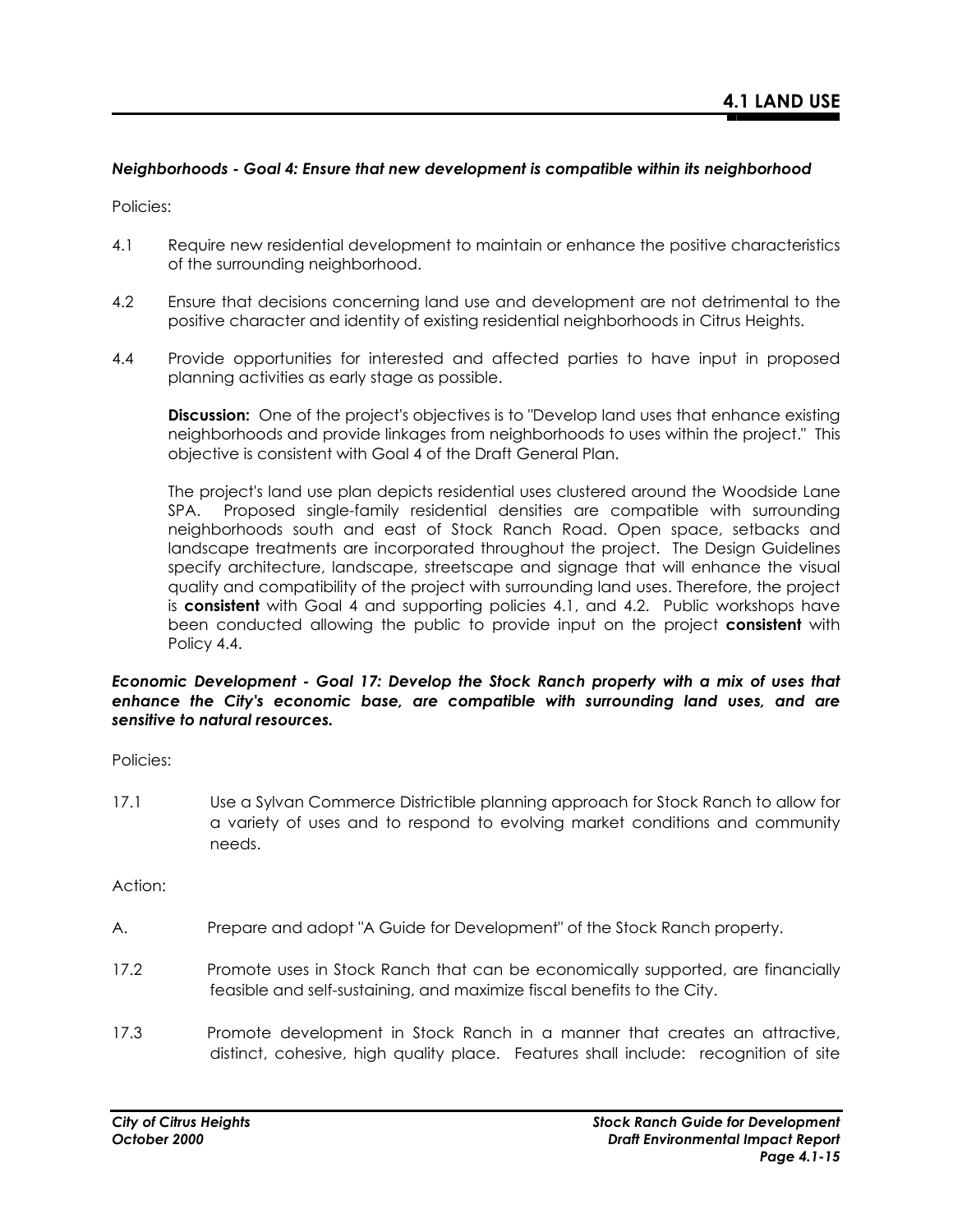*Neighborhoods - Goal 4: Ensure that new development is compatible within its neighborhood*

Policies:

4.1 Require new residential development to maintain or enhance the positive characteristics of the surrounding neighborhood.

4.2 Ensure that decisions concerning land use and development are not detrimental to the positive character and identity of existing residential neighborhoods in Citrus Heights.

4.4 Provide opportunities for interested and affected parties to have input in proposed planning activities as early stage as possible.

**Discussion:** One of the project's objectives is to "Develop land uses that enhance existing neighborhoods and provide linkages from neighborhoods to uses within the project." This objective is consistent with Goal 4 of the Draft General Plan.

The project's land use plan depicts residential uses clustered around the Woodside Lane SPA. Proposed single-family residential densities are compatible with surrounding neighborhoods south and east of Stock Ranch Road. Open space, setbacks and landscape treatments are incorporated throughout the project. The Design Guidelines specify architecture, landscape, streetscape and signage that will enhance the visual quality and compatibility of the project with surrounding land uses. Therefore, the project is **consistent** with Goal 4 and supporting policies 4.1, and 4.2. Public workshops have been conducted allowing the public to provide input on the project **consistent** with Policy 4.4.

***Economic Development - Goal 17: Develop the Stock Ranch property with a mix of uses that enhance the City's economic base, are compatible with surrounding land uses, and are sensitive to natural resources.***

Policies:

17.1 Use a Sylvan Commerce Districtible planning approach for Stock Ranch to allow for a variety of uses and to respond to evolving market conditions and community needs.

Action:

A. Prepare and adopt "A Guide for Development" of the Stock Ranch property.

17.2 Promote uses in Stock Ranch that can be economically supported, are financially feasible and self-sustaining, and maximize fiscal benefits to the City.

17.3 Promote development in Stock Ranch in a manner that creates an attractive, distinct, cohesive, high quality place. Features shall include: recognition of site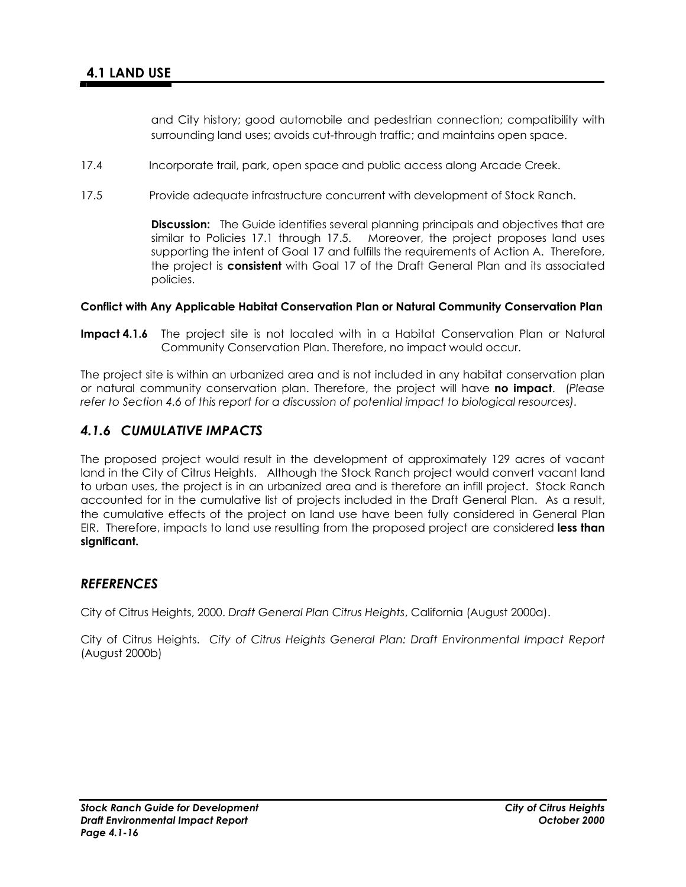and City history; good automobile and pedestrian connection; compatibility with surrounding land uses; avoids cut-through traffic; and maintains open space.

17.4 Incorporate trail, park, open space and public access along Arcade Creek.

17.5 Provide adequate infrastructure concurrent with development of Stock Ranch.

**Discussion:** The Guide identifies several planning principals and objectives that are similar to Policies 17.1 through 17.5. Moreover, the project proposes land uses supporting the intent of Goal 17 and fulfills the requirements of Action A. Therefore, the project is **consistent** with Goal 17 of the Draft General Plan and its associated policies.

**Conflict with Any Applicable Habitat Conservation Plan or Natural Community Conservation Plan**

**Impact 4.1.6** The project site is not located with in a Habitat Conservation Plan or Natural Community Conservation Plan. Therefore, no impact would occur.

The project site is within an urbanized area and is not included in any habitat conservation plan or natural community conservation plan. Therefore, the project will have **no impact**. (*Please refer to Section 4.6 of this report for a discussion of potential impact to biological resources)*.

## *4.1.6 CUMULATIVE IMPACTS*

The proposed project would result in the development of approximately 129 acres of vacant land in the City of Citrus Heights. Although the Stock Ranch project would convert vacant land to urban uses, the project is in an urbanized area and is therefore an infill project. Stock Ranch accounted for in the cumulative list of projects included in the Draft General Plan. As a result, the cumulative effects of the project on land use have been fully considered in General Plan EIR. Therefore, impacts to land use resulting from the proposed project are considered **less than significant.**

## *REFERENCES*

City of Citrus Heights, 2000. *Draft General Plan Citrus Heights*, California (August 2000a).

City of Citrus Heights. *City of Citrus Heights General Plan: Draft Environmental Impact Report* (August 2000b)